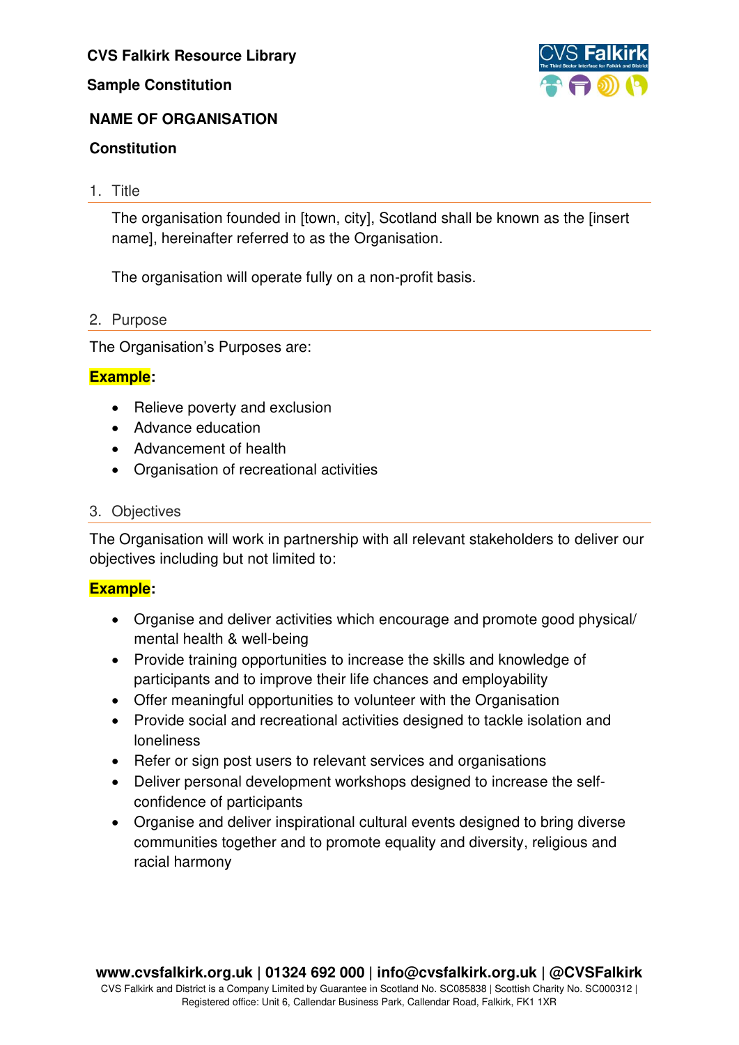**CVS Falkirk Resource Library**

**Sample Constitution**

# NAME OF ORGANISATION

## Constitution

### 1. Title

The organisation founded in [town, city], Scotland shall be known as the [insert name], hereinafter referred to as the Organisation.

The organisation will operate fully on a non-profit basis.

### 2. Purpose

The Organisation's Purposes are:

**Example:**

- Relieve poverty and exclusion
- Advance education
- Advancement of health
- Organisation of recreational activities

### 3. Objectives

The Organisation will work in partnership with all relevant stakeholders to deliver our objectives including but not limited to:

**Example:**

- Organise and deliver activities which encourage and promote good physical/ mental health & well-being
- Provide training opportunities to increase the skills and knowledge of participants and to improve their life chances and employability
- Offer meaningful opportunities to volunteer with the Organisation
- Provide social and recreational activities designed to tackle isolation and loneliness
- Refer or sign post users to relevant services and organisations
- Deliver personal development workshops designed to increase the self-confidence of participants
- Organise and deliver inspirational cultural events designed to bring diverse communities together and to promote equality and diversity, religious and racial harmony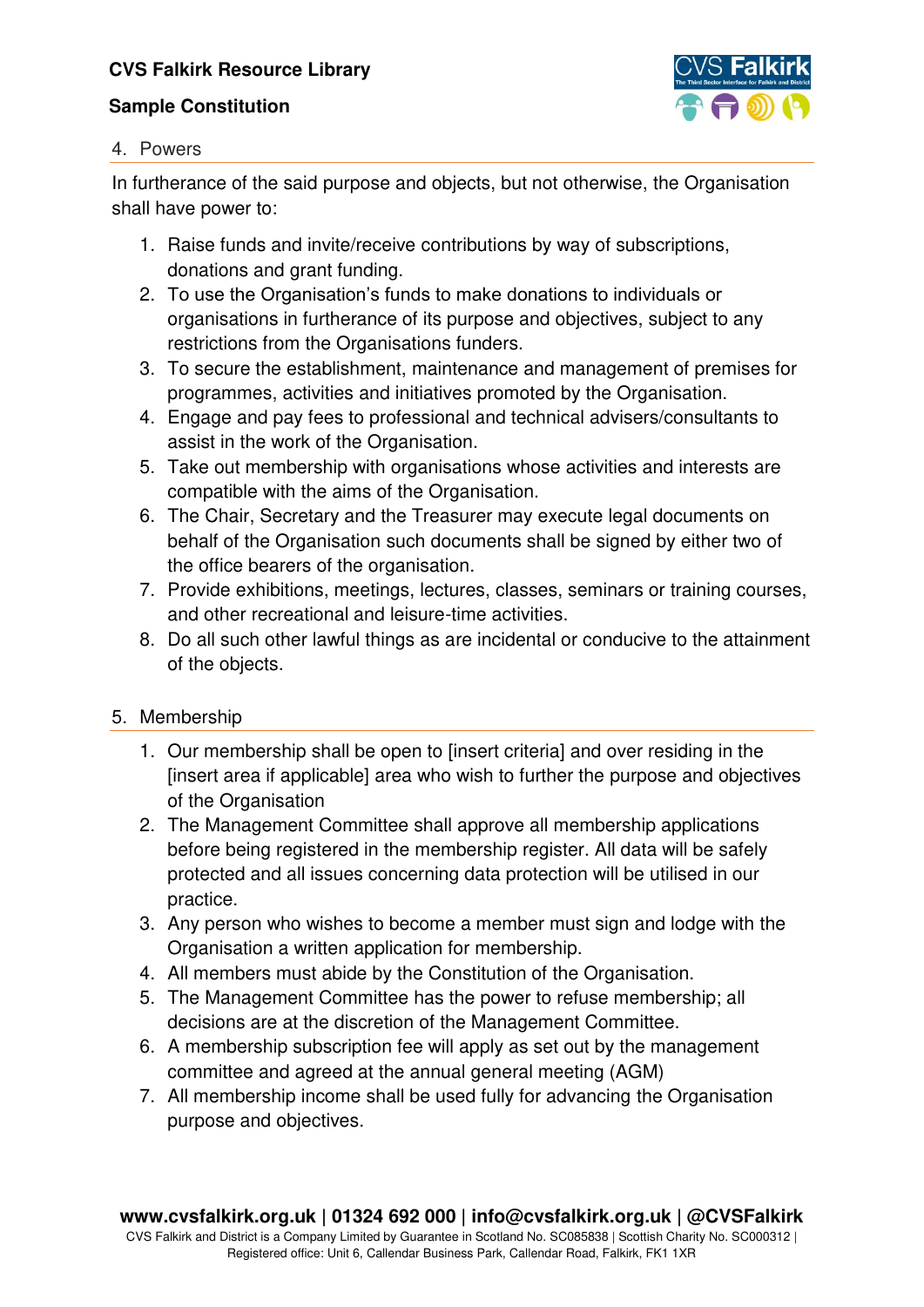## 4. Powers

In furtherance of the said purpose and objects, but not otherwise, the Organisation shall have power to:

1. Raise funds and invite/receive contributions by way of subscriptions, donations and grant funding.
2. To use the Organisation's funds to make donations to individuals or organisations in furtherance of its purpose and objectives, subject to any restrictions from the Organisations funders.
3. To secure the establishment, maintenance and management of premises for programmes, activities and initiatives promoted by the Organisation.
4. Engage and pay fees to professional and technical advisers/consultants to assist in the work of the Organisation.
5. Take out membership with organisations whose activities and interests are compatible with the aims of the Organisation.
6. The Chair, Secretary and the Treasurer may execute legal documents on behalf of the Organisation such documents shall be signed by either two of the office bearers of the organisation.
7. Provide exhibitions, meetings, lectures, classes, seminars or training courses, and other recreational and leisure-time activities.
8. Do all such other lawful things as are incidental or conducive to the attainment of the objects.

## 5. Membership

1. Our membership shall be open to [insert criteria] and over residing in the [insert area if applicable] area who wish to further the purpose and objectives of the Organisation
2. The Management Committee shall approve all membership applications before being registered in the membership register. All data will be safely protected and all issues concerning data protection will be utilised in our practice.
3. Any person who wishes to become a member must sign and lodge with the Organisation a written application for membership.
4. All members must abide by the Constitution of the Organisation.
5. The Management Committee has the power to refuse membership; all decisions are at the discretion of the Management Committee.
6. A membership subscription fee will apply as set out by the management committee and agreed at the annual general meeting (AGM)
7. All membership income shall be used fully for advancing the Organisation purpose and objectives.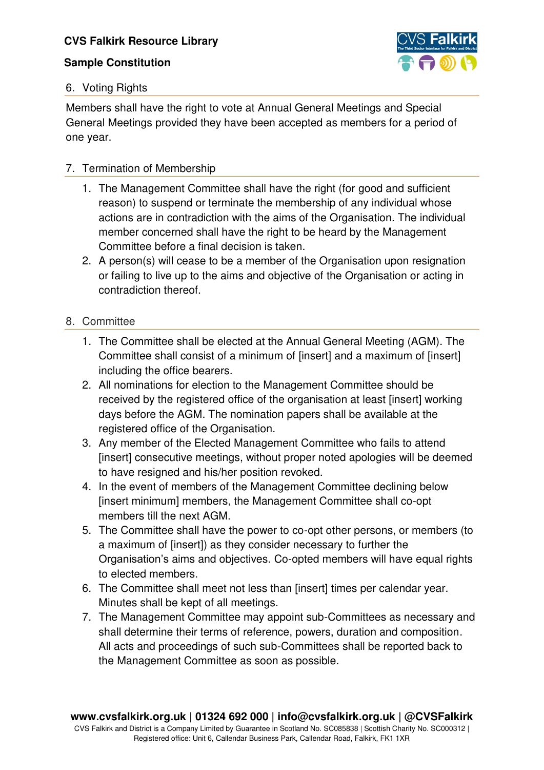## 6. Voting Rights

Members shall have the right to vote at Annual General Meetings and Special General Meetings provided they have been accepted as members for a period of one year.

## 7. Termination of Membership

1. The Management Committee shall have the right (for good and sufficient reason) to suspend or terminate the membership of any individual whose actions are in contradiction with the aims of the Organisation. The individual member concerned shall have the right to be heard by the Management Committee before a final decision is taken.
2. A person(s) will cease to be a member of the Organisation upon resignation or failing to live up to the aims and objective of the Organisation or acting in contradiction thereof.

## 8. Committee

1. The Committee shall be elected at the Annual General Meeting (AGM). The Committee shall consist of a minimum of [insert] and a maximum of [insert] including the office bearers.
2. All nominations for election to the Management Committee should be received by the registered office of the organisation at least [insert] working days before the AGM. The nomination papers shall be available at the registered office of the Organisation.
3. Any member of the Elected Management Committee who fails to attend [insert] consecutive meetings, without proper noted apologies will be deemed to have resigned and his/her position revoked.
4. In the event of members of the Management Committee declining below [insert minimum] members, the Management Committee shall co-opt members till the next AGM.
5. The Committee shall have the power to co-opt other persons, or members (to a maximum of [insert]) as they consider necessary to further the Organisation's aims and objectives. Co-opted members will have equal rights to elected members.
6. The Committee shall meet not less than [insert] times per calendar year. Minutes shall be kept of all meetings.
7. The Management Committee may appoint sub-Committees as necessary and shall determine their terms of reference, powers, duration and composition. All acts and proceedings of such sub-Committees shall be reported back to the Management Committee as soon as possible.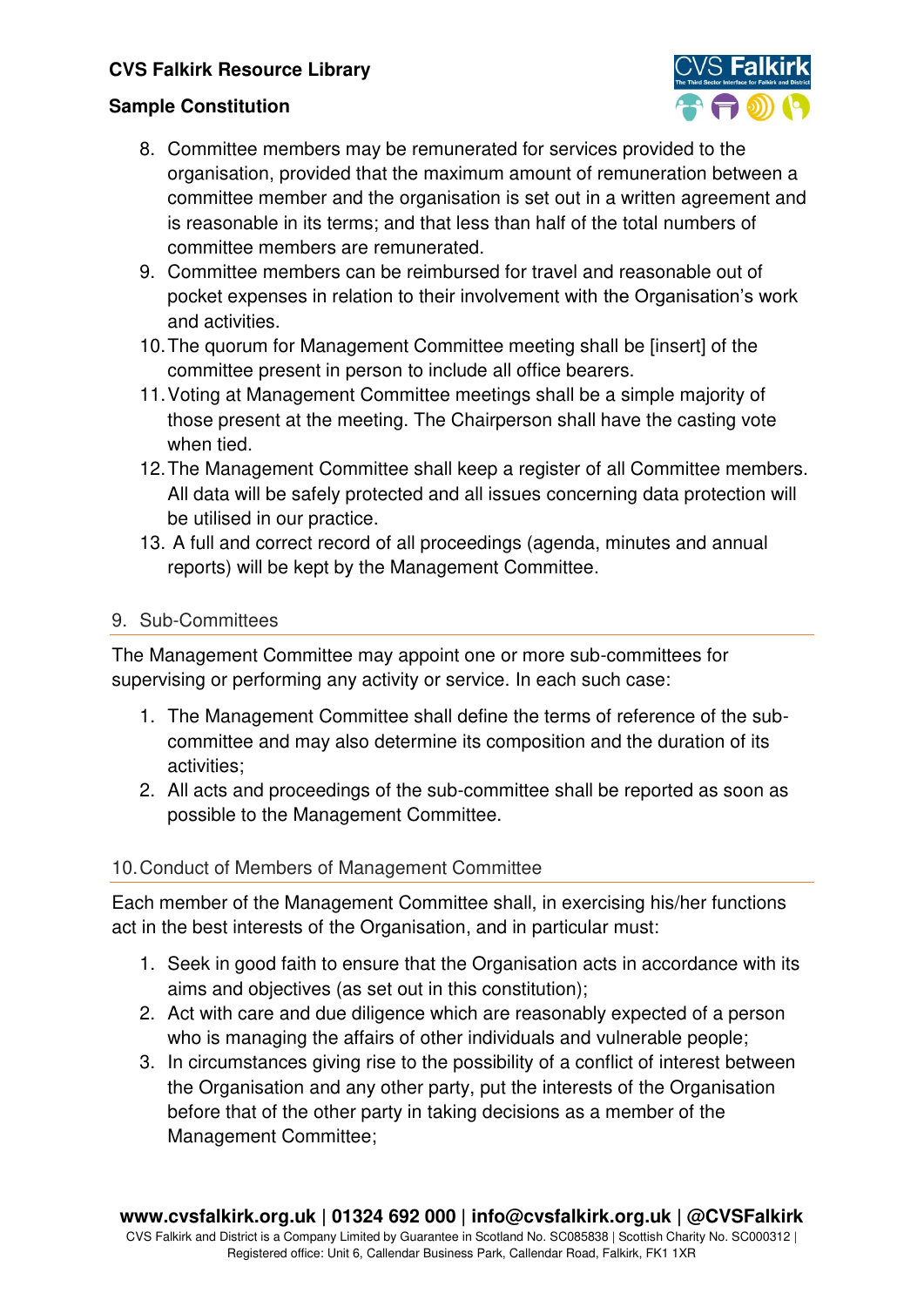8. Committee members may be remunerated for services provided to the organisation, provided that the maximum amount of remuneration between a committee member and the organisation is set out in a written agreement and is reasonable in its terms; and that less than half of the total numbers of committee members are remunerated.
9. Committee members can be reimbursed for travel and reasonable out of pocket expenses in relation to their involvement with the Organisation's work and activities.
10. The quorum for Management Committee meeting shall be [insert] of the committee present in person to include all office bearers.
11. Voting at Management Committee meetings shall be a simple majority of those present at the meeting. The Chairperson shall have the casting vote when tied.
12. The Management Committee shall keep a register of all Committee members. All data will be safely protected and all issues concerning data protection will be utilised in our practice.
13. A full and correct record of all proceedings (agenda, minutes and annual reports) will be kept by the Management Committee.

## 9. Sub-Committees

The Management Committee may appoint one or more sub-committees for supervising or performing any activity or service. In each such case:

1. The Management Committee shall define the terms of reference of the sub-committee and may also determine its composition and the duration of its activities;
2. All acts and proceedings of the sub-committee shall be reported as soon as possible to the Management Committee.

## 10. Conduct of Members of Management Committee

Each member of the Management Committee shall, in exercising his/her functions act in the best interests of the Organisation, and in particular must:

1. Seek in good faith to ensure that the Organisation acts in accordance with its aims and objectives (as set out in this constitution);
2. Act with care and due diligence which are reasonably expected of a person who is managing the affairs of other individuals and vulnerable people;
3. In circumstances giving rise to the possibility of a conflict of interest between the Organisation and any other party, put the interests of the Organisation before that of the other party in taking decisions as a member of the Management Committee;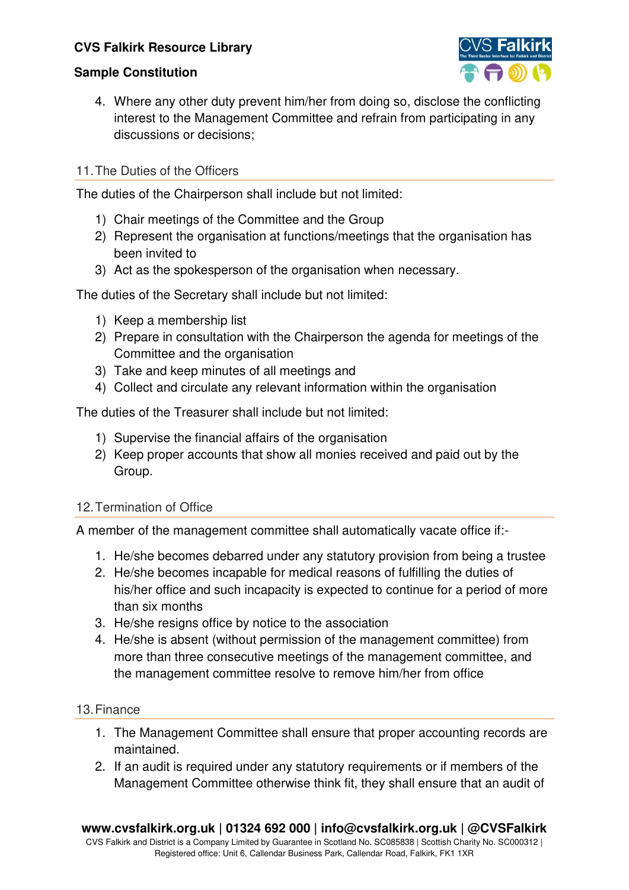4. Where any other duty prevent him/her from doing so, disclose the conflicting interest to the Management Committee and refrain from participating in any discussions or decisions;

## 11. The Duties of the Officers

The duties of the Chairperson shall include but not limited:

1) Chair meetings of the Committee and the Group
2) Represent the organisation at functions/meetings that the organisation has been invited to
3) Act as the spokesperson of the organisation when necessary.

The duties of the Secretary shall include but not limited:

1) Keep a membership list
2) Prepare in consultation with the Chairperson the agenda for meetings of the Committee and the organisation
3) Take and keep minutes of all meetings and
4) Collect and circulate any relevant information within the organisation

The duties of the Treasurer shall include but not limited:

1) Supervise the financial affairs of the organisation
2) Keep proper accounts that show all monies received and paid out by the Group.

## 12. Termination of Office

A member of the management committee shall automatically vacate office if:-

1. He/she becomes debarred under any statutory provision from being a trustee
2. He/she becomes incapable for medical reasons of fulfilling the duties of his/her office and such incapacity is expected to continue for a period of more than six months
3. He/she resigns office by notice to the association
4. He/she is absent (without permission of the management committee) from more than three consecutive meetings of the management committee, and the management committee resolve to remove him/her from office

## 13. Finance

1. The Management Committee shall ensure that proper accounting records are maintained.
2. If an audit is required under any statutory requirements or if members of the Management Committee otherwise think fit, they shall ensure that an audit of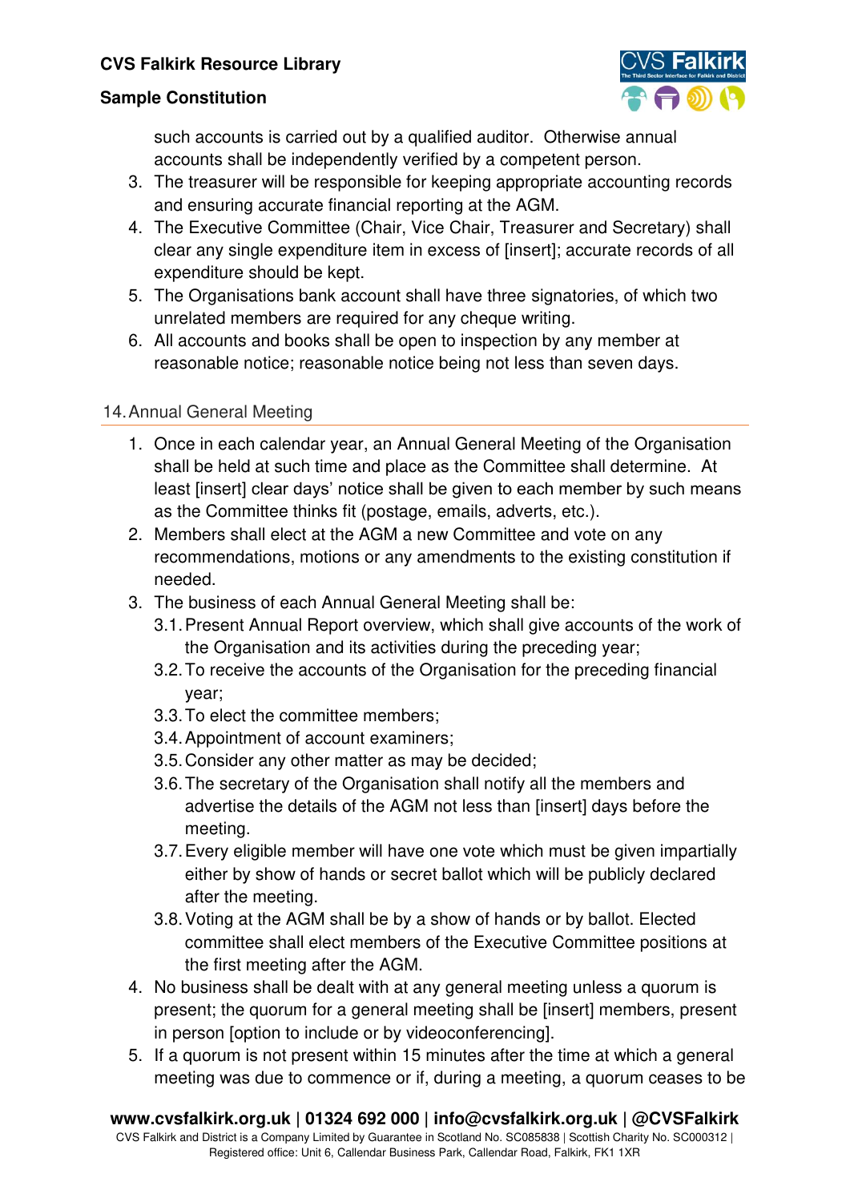such accounts is carried out by a qualified auditor. Otherwise annual accounts shall be independently verified by a competent person.

3. The treasurer will be responsible for keeping appropriate accounting records and ensuring accurate financial reporting at the AGM.
4. The Executive Committee (Chair, Vice Chair, Treasurer and Secretary) shall clear any single expenditure item in excess of [insert]; accurate records of all expenditure should be kept.
5. The Organisations bank account shall have three signatories, of which two unrelated members are required for any cheque writing.
6. All accounts and books shall be open to inspection by any member at reasonable notice; reasonable notice being not less than seven days.

## 14. Annual General Meeting

1. Once in each calendar year, an Annual General Meeting of the Organisation shall be held at such time and place as the Committee shall determine. At least [insert] clear days' notice shall be given to each member by such means as the Committee thinks fit (postage, emails, adverts, etc.).
2. Members shall elect at the AGM a new Committee and vote on any recommendations, motions or any amendments to the existing constitution if needed.
3. The business of each Annual General Meeting shall be:
   - 3.1. Present Annual Report overview, which shall give accounts of the work of the Organisation and its activities during the preceding year;
   - 3.2. To receive the accounts of the Organisation for the preceding financial year;
   - 3.3. To elect the committee members;
   - 3.4. Appointment of account examiners;
   - 3.5. Consider any other matter as may be decided;
   - 3.6. The secretary of the Organisation shall notify all the members and advertise the details of the AGM not less than [insert] days before the meeting.
   - 3.7. Every eligible member will have one vote which must be given impartially either by show of hands or secret ballot which will be publicly declared after the meeting.
   - 3.8. Voting at the AGM shall be by a show of hands or by ballot. Elected committee shall elect members of the Executive Committee positions at the first meeting after the AGM.
4. No business shall be dealt with at any general meeting unless a quorum is present; the quorum for a general meeting shall be [insert] members, present in person [option to include or by videoconferencing].
5. If a quorum is not present within 15 minutes after the time at which a general meeting was due to commence or if, during a meeting, a quorum ceases to be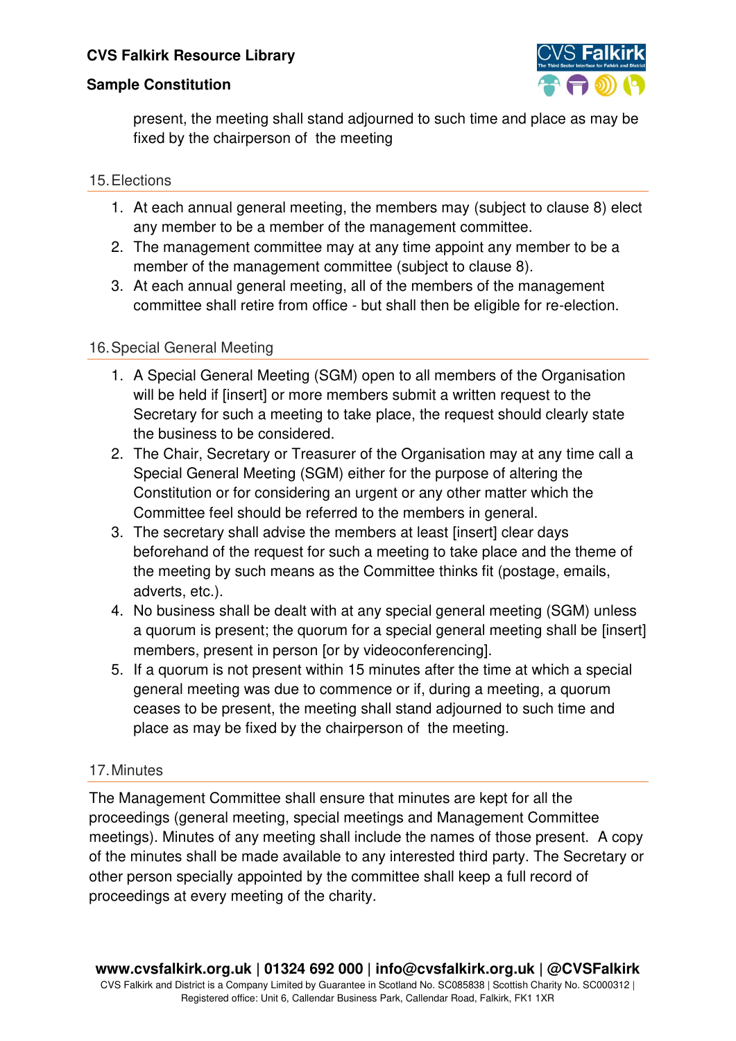present, the meeting shall stand adjourned to such time and place as may be fixed by the chairperson of the meeting

## 15. Elections

1. At each annual general meeting, the members may (subject to clause 8) elect any member to be a member of the management committee.
2. The management committee may at any time appoint any member to be a member of the management committee (subject to clause 8).
3. At each annual general meeting, all of the members of the management committee shall retire from office - but shall then be eligible for re-election.

## 16. Special General Meeting

1. A Special General Meeting (SGM) open to all members of the Organisation will be held if [insert] or more members submit a written request to the Secretary for such a meeting to take place, the request should clearly state the business to be considered.
2. The Chair, Secretary or Treasurer of the Organisation may at any time call a Special General Meeting (SGM) either for the purpose of altering the Constitution or for considering an urgent or any other matter which the Committee feel should be referred to the members in general.
3. The secretary shall advise the members at least [insert] clear days beforehand of the request for such a meeting to take place and the theme of the meeting by such means as the Committee thinks fit (postage, emails, adverts, etc.).
4. No business shall be dealt with at any special general meeting (SGM) unless a quorum is present; the quorum for a special general meeting shall be [insert] members, present in person [or by videoconferencing].
5. If a quorum is not present within 15 minutes after the time at which a special general meeting was due to commence or if, during a meeting, a quorum ceases to be present, the meeting shall stand adjourned to such time and place as may be fixed by the chairperson of the meeting.

## 17. Minutes

The Management Committee shall ensure that minutes are kept for all the proceedings (general meeting, special meetings and Management Committee meetings). Minutes of any meeting shall include the names of those present. A copy of the minutes shall be made available to any interested third party. The Secretary or other person specially appointed by the committee shall keep a full record of proceedings at every meeting of the charity.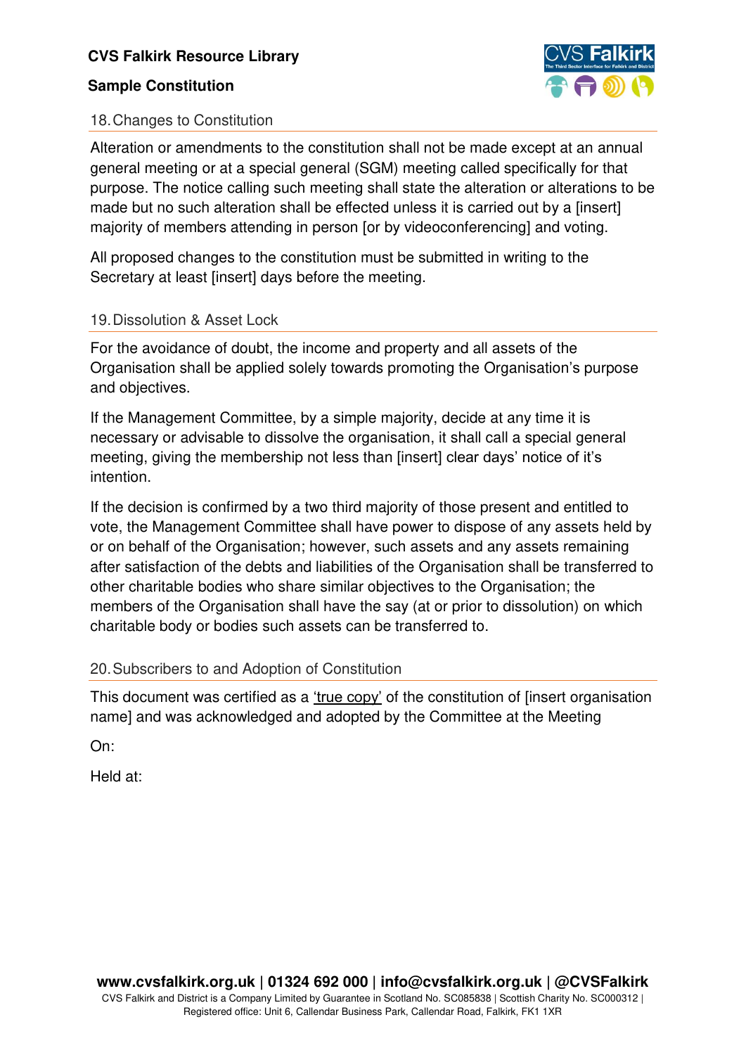## 18. Changes to Constitution

Alteration or amendments to the constitution shall not be made except at an annual general meeting or at a special general (SGM) meeting called specifically for that purpose. The notice calling such meeting shall state the alteration or alterations to be made but no such alteration shall be effected unless it is carried out by a [insert] majority of members attending in person [or by videoconferencing] and voting.

All proposed changes to the constitution must be submitted in writing to the Secretary at least [insert] days before the meeting.

## 19. Dissolution & Asset Lock

For the avoidance of doubt, the income and property and all assets of the Organisation shall be applied solely towards promoting the Organisation's purpose and objectives.

If the Management Committee, by a simple majority, decide at any time it is necessary or advisable to dissolve the organisation, it shall call a special general meeting, giving the membership not less than [insert] clear days' notice of it's intention.

If the decision is confirmed by a two third majority of those present and entitled to vote, the Management Committee shall have power to dispose of any assets held by or on behalf of the Organisation; however, such assets and any assets remaining after satisfaction of the debts and liabilities of the Organisation shall be transferred to other charitable bodies who share similar objectives to the Organisation; the members of the Organisation shall have the say (at or prior to dissolution) on which charitable body or bodies such assets can be transferred to.

## 20. Subscribers to and Adoption of Constitution

This document was certified as a 'true copy' of the constitution of [insert organisation name] and was acknowledged and adopted by the Committee at the Meeting

On:

Held at: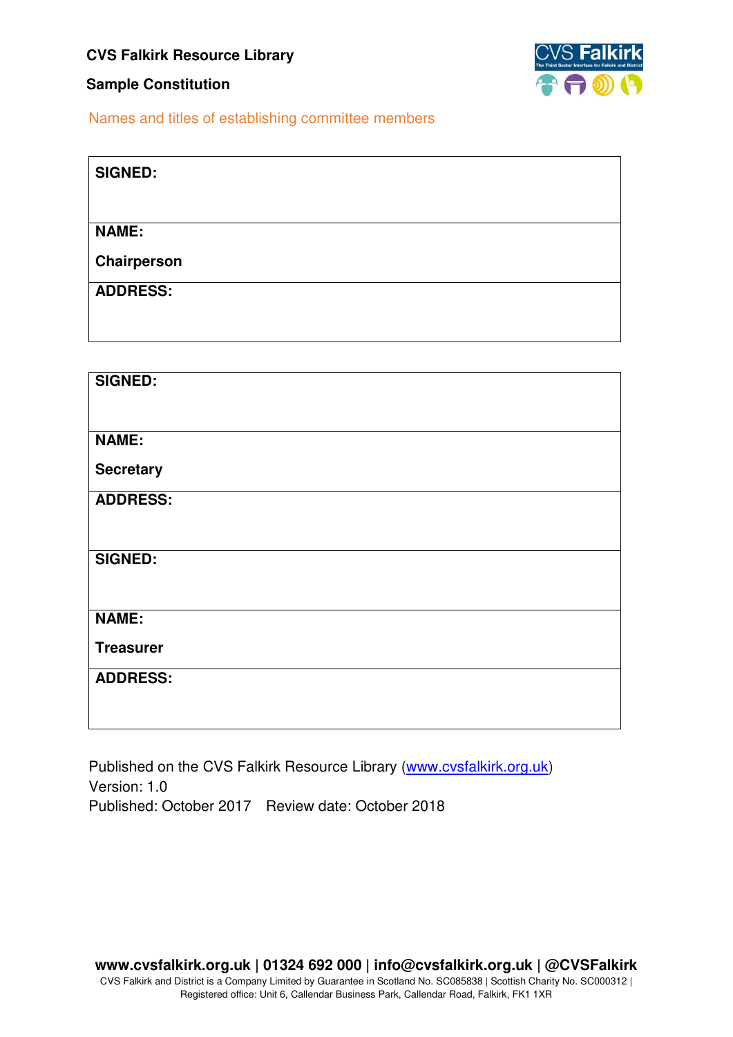Names and titles of establishing committee members

| | |
|---|---|
| **SIGNED:** | |
| **NAME:** <br> **Chairperson** | |
| **ADDRESS:** | |

| | |
|---|---|
| **SIGNED:** | |
| **NAME:** <br> **Secretary** | |
| **ADDRESS:** | |
| **SIGNED:** | |
| **NAME:** <br> **Treasurer** | |
| **ADDRESS:** | |

Published on the CVS Falkirk Resource Library ([www.cvsfalkirk.org.uk](http://www.cvsfalkirk.org.uk))
Version: 1.0
Published: October 2017    Review date: October 2018